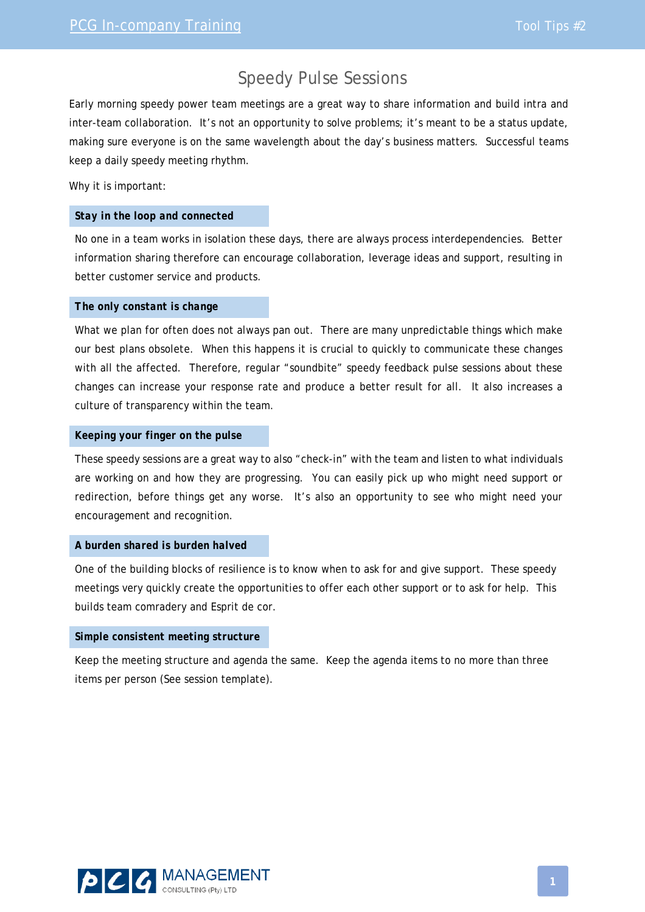# Speedy Pulse Sessions

Early morning speedy power team meetings are a great way to share information and build intra and inter-team collaboration. It's not an opportunity to solve problems; it's meant to be a status update, making sure everyone is on the same wavelength about the day's business matters. Successful teams keep a daily speedy meeting rhythm.

Why it is important:

### Stay in the loop and connected

No one in a team works in isolation these days, there are always process interdependencies. Better information sharing therefore can encourage collaboration, leverage ideas and support, resulting in better customer service and products.

### The only constant is change

What we plan for often does not always pan out. There are many unpredictable things which make our best plans obsolete. When this happens it is crucial to quickly to communicate these changes with all the affected. Therefore, regular "soundbite" speedy feedback pulse sessions about these changes can increase your response rate and produce a better result for all. It also increases a culture of transparency within the team.

### Keeping your finger on the pulse

These speedy sessions are a great way to also "check-in" with the team and listen to what individuals are working on and how they are progressing. You can easily pick up who might need support or redirection, before things get any worse. It's also an opportunity to see who might need your encouragement and recognition.

### A burden shared is burden halved

One of the building blocks of resilience is to know when to ask for and give support. These speedy meetings very quickly create the opportunities to offer each other support or to ask for help. This builds team comradery and Esprit de cor.

### Simple consistent meeting structure

Keep the meeting structure and agenda the same. Keep the agenda items to no more than three items per person (See session template).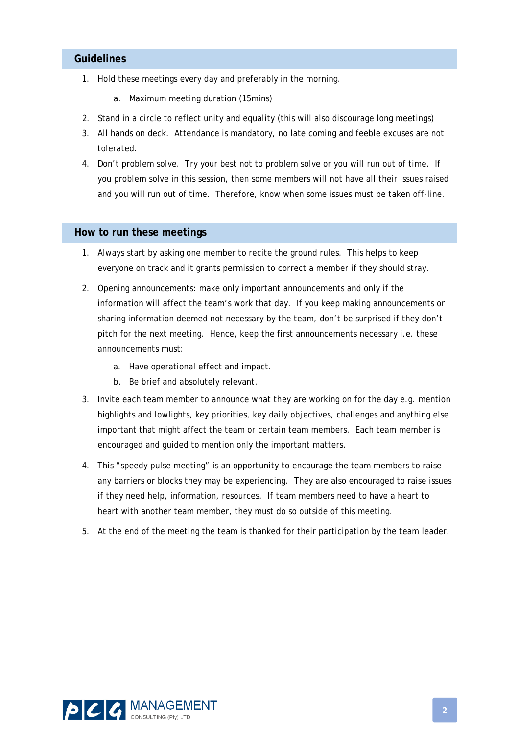## Guidelines

1. Hold these meetings every day and preferably in the morning.
   a. Maximum meeting duration (15mins)
2. Stand in a circle to reflect unity and equality (this will also discourage long meetings)
3. All hands on deck. Attendance is mandatory, no late coming and feeble excuses are not tolerated.
4. Don't problem solve. Try your best not to problem solve or you will run out of time. If you problem solve in this session, then some members will not have all their issues raised and you will run out of time. Therefore, know when some issues must be taken off-line.

## How to run these meetings

1. Always start by asking one member to recite the ground rules. This helps to keep everyone on track and it grants permission to correct a member if they should stray.

2. Opening announcements: make only important announcements and only if the information will affect the team's work that day. If you keep making announcements or sharing information deemed not necessary by the team, don't be surprised if they don't pitch for the next meeting. Hence, keep the first announcements necessary i.e. these announcements must:
   a. Have operational effect and impact.
   b. Be brief and absolutely relevant.

3. Invite each team member to announce what they are working on for the day e.g. mention highlights and lowlights, key priorities, key daily objectives, challenges and anything else important that might affect the team or certain team members. Each team member is encouraged and guided to mention only the important matters.

4. This "speedy pulse meeting" is an opportunity to encourage the team members to raise any barriers or blocks they may be experiencing. They are also encouraged to raise issues if they need help, information, resources. If team members need to have a heart to heart with another team member, they must do so outside of this meeting.

5. At the end of the meeting the team is thanked for their participation by the team leader.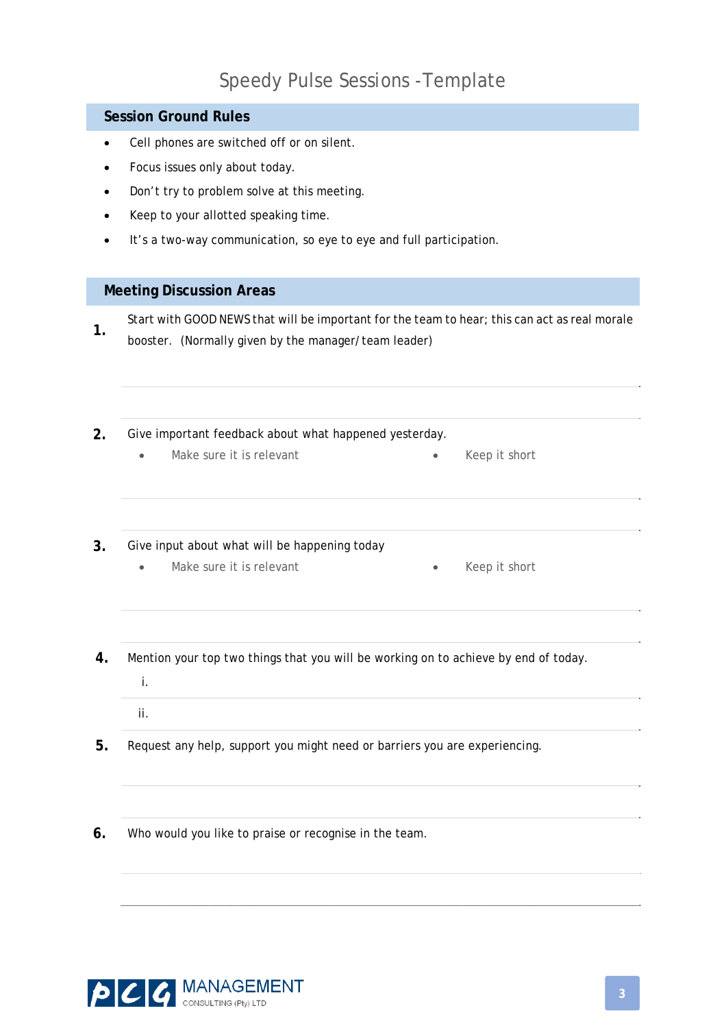# Speedy Pulse Sessions -Template

## Session Ground Rules

- Cell phones are switched off or on silent.
- Focus issues only about today.
- Don't try to problem solve at this meeting.
- Keep to your allotted speaking time.
- It's a two-way communication, so eye to eye and full participation.

## Meeting Discussion Areas

**1.** Start with GOOD NEWS that will be important for the team to hear; this can act as real morale booster. (Normally given by the manager/team leader)

**2.** Give important feedback about what happened yesterday.
- Make sure it is relevant
- Keep it short

**3.** Give input about what will be happening today
- Make sure it is relevant
- Keep it short

**4.** Mention your top two things that you will be working on to achieve by end of today.

i.

ii.

**5.** Request any help, support you might need or barriers you are experiencing.

**6.** Who would you like to praise or recognise in the team.

PCG MANAGEMENT CONSULTING (Pty) LTD